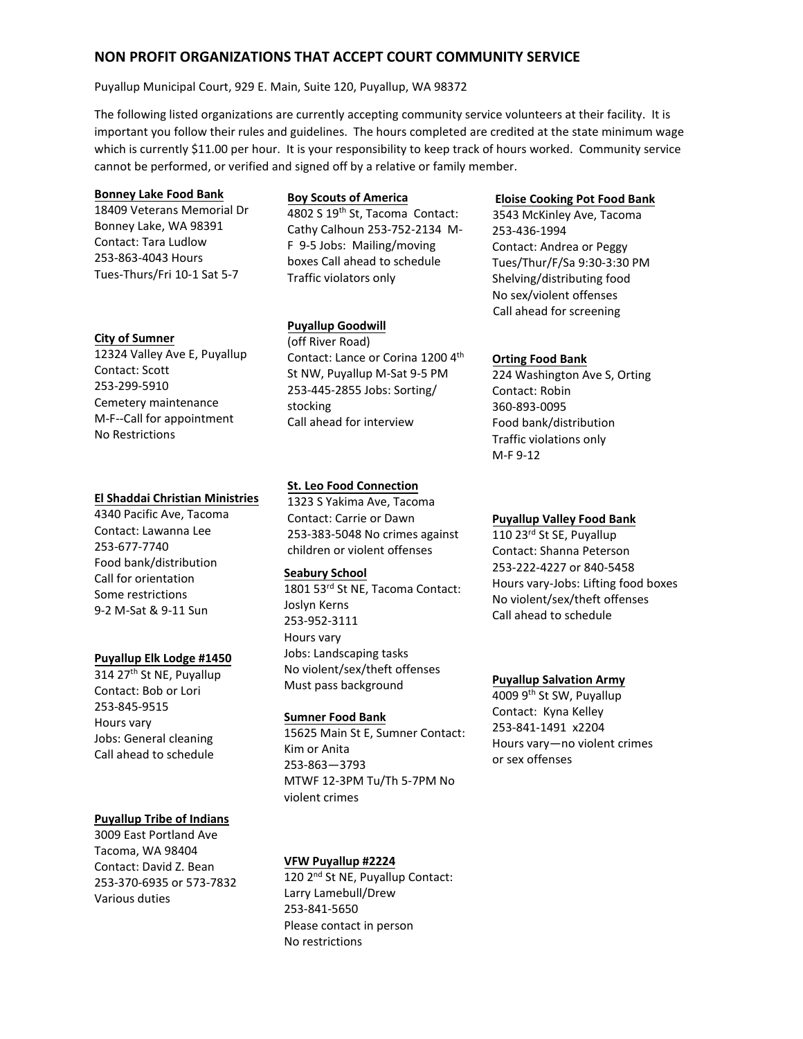# NON PROFIT ORGANIZATIONS THAT ACCEPT COURT COMMUNITY SERVICE

Puyallup Municipal Court, 929 E. Main, Suite 120, Puyallup, WA 98372

The following listed organizations are currently accepting community service volunteers at their facility. It is important you follow their rules and guidelines. The hours completed are credited at the state minimum wage which is currently $11.00 per hour. It is your responsibility to keep track of hours worked. Community service cannot be performed, or verified and signed off by a relative or family member.

**Bonney Lake Food Bank**
18409 Veterans Memorial Dr
Bonney Lake, WA 98391
Contact: Tara Ludlow
253-863-4043 Hours
Tues-Thurs/Fri 10-1 Sat 5-7

**City of Sumner**
12324 Valley Ave E, Puyallup
Contact: Scott
253-299-5910
Cemetery maintenance
M-F--Call for appointment
No Restrictions

**El Shaddai Christian Ministries**
4340 Pacific Ave, Tacoma
Contact: Lawanna Lee
253-677-7740
Food bank/distribution
Call for orientation
Some restrictions
9-2 M-Sat & 9-11 Sun

**Puyallup Elk Lodge #1450**
314 27th St NE, Puyallup
Contact: Bob or Lori
253-845-9515
Hours vary
Jobs: General cleaning
Call ahead to schedule

**Puyallup Tribe of Indians**
3009 East Portland Ave
Tacoma, WA 98404
Contact: David Z. Bean
253-370-6935 or 573-7832
Various duties

**Boy Scouts of America**
4802 S 19th St, Tacoma Contact: Cathy Calhoun 253-752-2134 M-F 9-5 Jobs: Mailing/moving boxes Call ahead to schedule Traffic violators only

**Puyallup Goodwill**
(off River Road)
Contact: Lance or Corina 1200 4th St NW, Puyallup M-Sat 9-5 PM 253-445-2855 Jobs: Sorting/ stocking
Call ahead for interview

**St. Leo Food Connection**
1323 S Yakima Ave, Tacoma
Contact: Carrie or Dawn
253-383-5048 No crimes against children or violent offenses

**Seabury School**
1801 53rd St NE, Tacoma Contact: Joslyn Kerns
253-952-3111
Hours vary
Jobs: Landscaping tasks
No violent/sex/theft offenses
Must pass background

**Sumner Food Bank**
15625 Main St E, Sumner Contact: Kim or Anita
253-863—3793
MTWF 12-3PM Tu/Th 5-7PM No violent crimes

**VFW Puyallup #2224**
120 2nd St NE, Puyallup Contact: Larry Lamebull/Drew
253-841-5650
Please contact in person
No restrictions

**Eloise Cooking Pot Food Bank**
3543 McKinley Ave, Tacoma
253-436-1994
Contact: Andrea or Peggy
Tues/Thur/F/Sa 9:30-3:30 PM
Shelving/distributing food
No sex/violent offenses
Call ahead for screening

**Orting Food Bank**
224 Washington Ave S, Orting
Contact: Robin
360-893-0095
Food bank/distribution
Traffic violations only
M-F 9-12

**Puyallup Valley Food Bank**
110 23rd St SE, Puyallup
Contact: Shanna Peterson
253-222-4227 or 840-5458
Hours vary-Jobs: Lifting food boxes
No violent/sex/theft offenses
Call ahead to schedule

**Puyallup Salvation Army**
4009 9th St SW, Puyallup
Contact: Kyna Kelley
253-841-1491 x2204
Hours vary—no violent crimes or sex offenses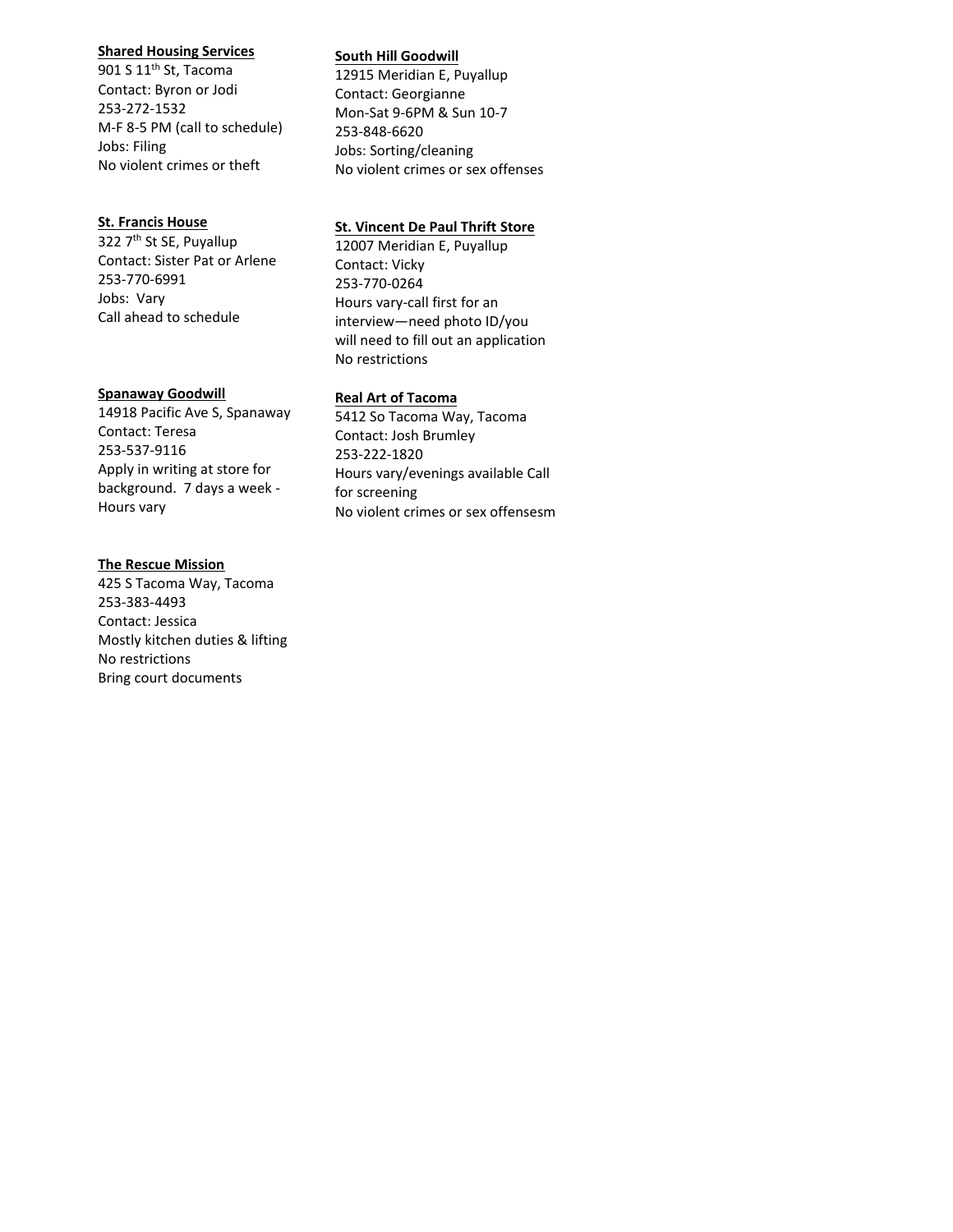**Shared Housing Services**
901 S 11th St, Tacoma
Contact: Byron or Jodi
253-272-1532
M-F 8-5 PM (call to schedule)
Jobs: Filing
No violent crimes or theft

**St. Francis House**
322 7th St SE, Puyallup
Contact: Sister Pat or Arlene
253-770-6991
Jobs: Vary
Call ahead to schedule

**Spanaway Goodwill**
14918 Pacific Ave S, Spanaway
Contact: Teresa
253-537-9116
Apply in writing at store for background. 7 days a week - Hours vary

**The Rescue Mission**
425 S Tacoma Way, Tacoma
253-383-4493
Contact: Jessica
Mostly kitchen duties & lifting
No restrictions
Bring court documents

**South Hill Goodwill**
12915 Meridian E, Puyallup
Contact: Georgianne
Mon-Sat 9-6PM & Sun 10-7
253-848-6620
Jobs: Sorting/cleaning
No violent crimes or sex offenses

**St. Vincent De Paul Thrift Store**
12007 Meridian E, Puyallup
Contact: Vicky
253-770-0264
Hours vary-call first for an interview—need photo ID/you will need to fill out an application
No restrictions

**Real Art of Tacoma**
5412 So Tacoma Way, Tacoma
Contact: Josh Brumley
253-222-1820
Hours vary/evenings available Call for screening
No violent crimes or sex offensesm